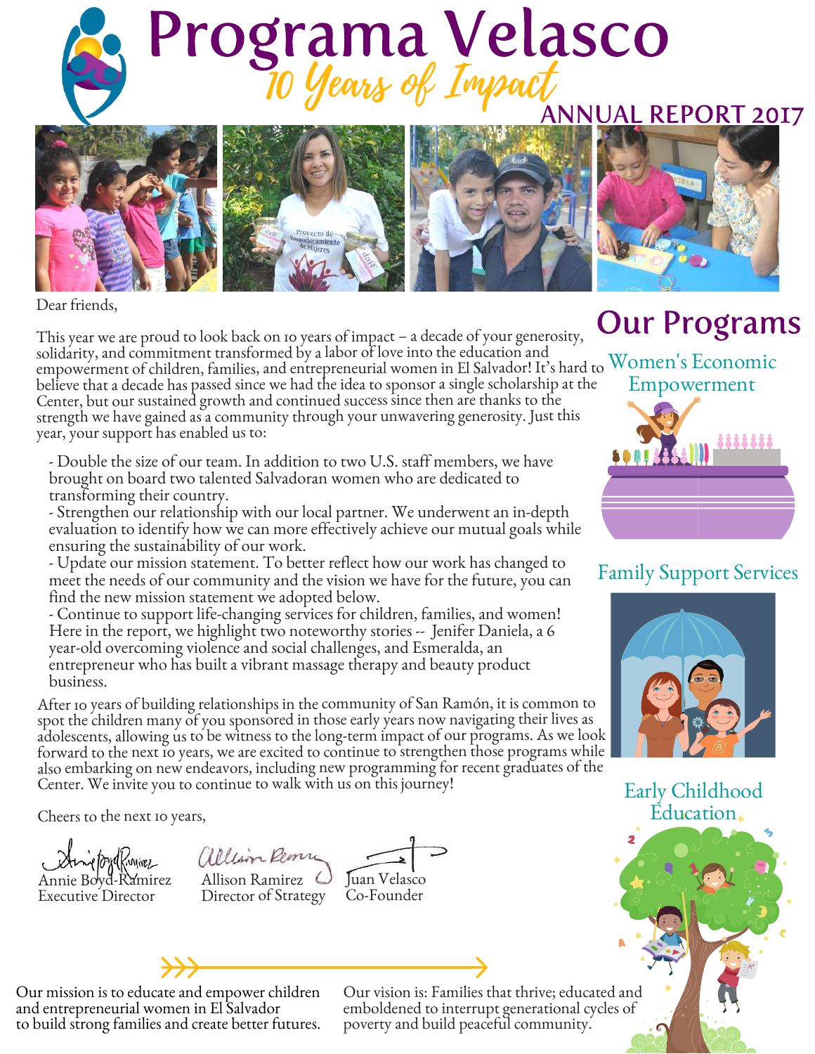# Programa Velasco

## *10 Years of Impact*

### ANNUAL REPORT 2017

Dear friends,

This year we are proud to look back on 10 years of impact – a decade of your generosity, solidarity, and commitment transformed by a labor of love into the education and empowerment of children, families, and entrepreneurial women in El Salvador! It's hard to believe that a decade has passed since we had the idea to sponsor a single scholarship at the Center, but our sustained growth and continued success since then are thanks to the strength we have gained as a community through your unwavering generosity. Just this year, your support has enabled us to:

- Double the size of our team. In addition to two U.S. staff members, we have brought on board two talented Salvadoran women who are dedicated to transforming their country.
- Strengthen our relationship with our local partner. We underwent an in-depth evaluation to identify how we can more effectively achieve our mutual goals while ensuring the sustainability of our work.
- Update our mission statement. To better reflect how our work has changed to meet the needs of our community and the vision we have for the future, you can find the new mission statement we adopted below.
- Continue to support life-changing services for children, families, and women! Here in the report, we highlight two noteworthy stories -- Jenifer Daniela, a 6 year-old overcoming violence and social challenges, and Esmeralda, an entrepreneur who has built a vibrant massage therapy and beauty product business.

After 10 years of building relationships in the community of San Ramón, it is common to spot the children many of you sponsored in those early years now navigating their lives as adolescents, allowing us to be witness to the long-term impact of our programs. As we look forward to the next 10 years, we are excited to continue to strengthen those programs while also embarking on new endeavors, including new programming for recent graduates of the Center. We invite you to continue to walk with us on this journey!

Cheers to the next 10 years,

Annie Boyd-Ramirez
Executive Director

Allison Ramirez
Director of Strategy

Juan Velasco
Co-Founder

Our mission is to educate and empower children and entrepreneurial women in El Salvador to build strong families and create better futures.

Our vision is: Families that thrive; educated and emboldened to interrupt generational cycles of poverty and build peaceful community.

## Our Programs

### Women's Economic Empowerment

### Family Support Services

### Early Childhood Education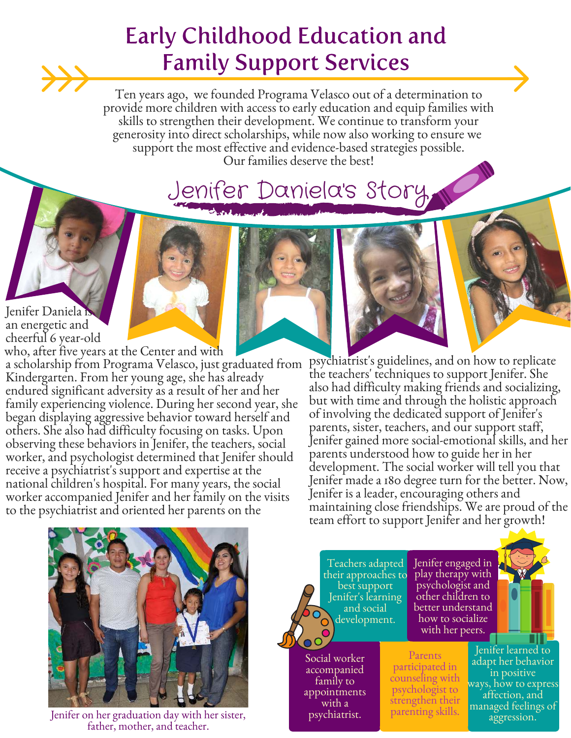# Early Childhood Education and Family Support Services

Ten years ago, we founded Programa Velasco out of a determination to provide more children with access to early education and equip families with skills to strengthen their development. We continue to transform your generosity into direct scholarships, while now also working to ensure we support the most effective and evidence-based strategies possible. Our families deserve the best!

## Jenifer Daniela's Story

Jenifer Daniela is an energetic and cheerful 6 year-old who, after five years at the Center and with a scholarship from Programa Velasco, just graduated from Kindergarten. From her young age, she has already endured significant adversity as a result of her and her family experiencing violence. During her second year, she began displaying aggressive behavior toward herself and others. She also had difficulty focusing on tasks. Upon observing these behaviors in Jenifer, the teachers, social worker, and psychologist determined that Jenifer should receive a psychiatrist's support and expertise at the national children's hospital. For many years, the social worker accompanied Jenifer and her family on the visits to the psychiatrist and oriented her parents on the psychiatrist's guidelines, and on how to replicate the teachers' techniques to support Jenifer. She also had difficulty making friends and socializing, but with time and through the holistic approach of involving the dedicated support of Jenifer's parents, sister, teachers, and our support staff, Jenifer gained more social-emotional skills, and her parents understood how to guide her in her development. The social worker will tell you that Jenifer made a 180 degree turn for the better. Now, Jenifer is a leader, encouraging others and maintaining close friendships. We are proud of the team effort to support Jenifer and her growth!

Jenifer on her graduation day with her sister, father, mother, and teacher.

- Teachers adapted their approaches to best support Jenifer's learning and social development.
- Jenifer engaged in play therapy with psychologist and other children to better understand how to socialize with her peers.
- Social worker accompanied family to appointments with a psychiatrist.
- Parents participated in counseling with psychologist to strengthen their parenting skills.
- Jenifer learned to adapt her behavior in positive ways, how to express affection, and managed feelings of aggression.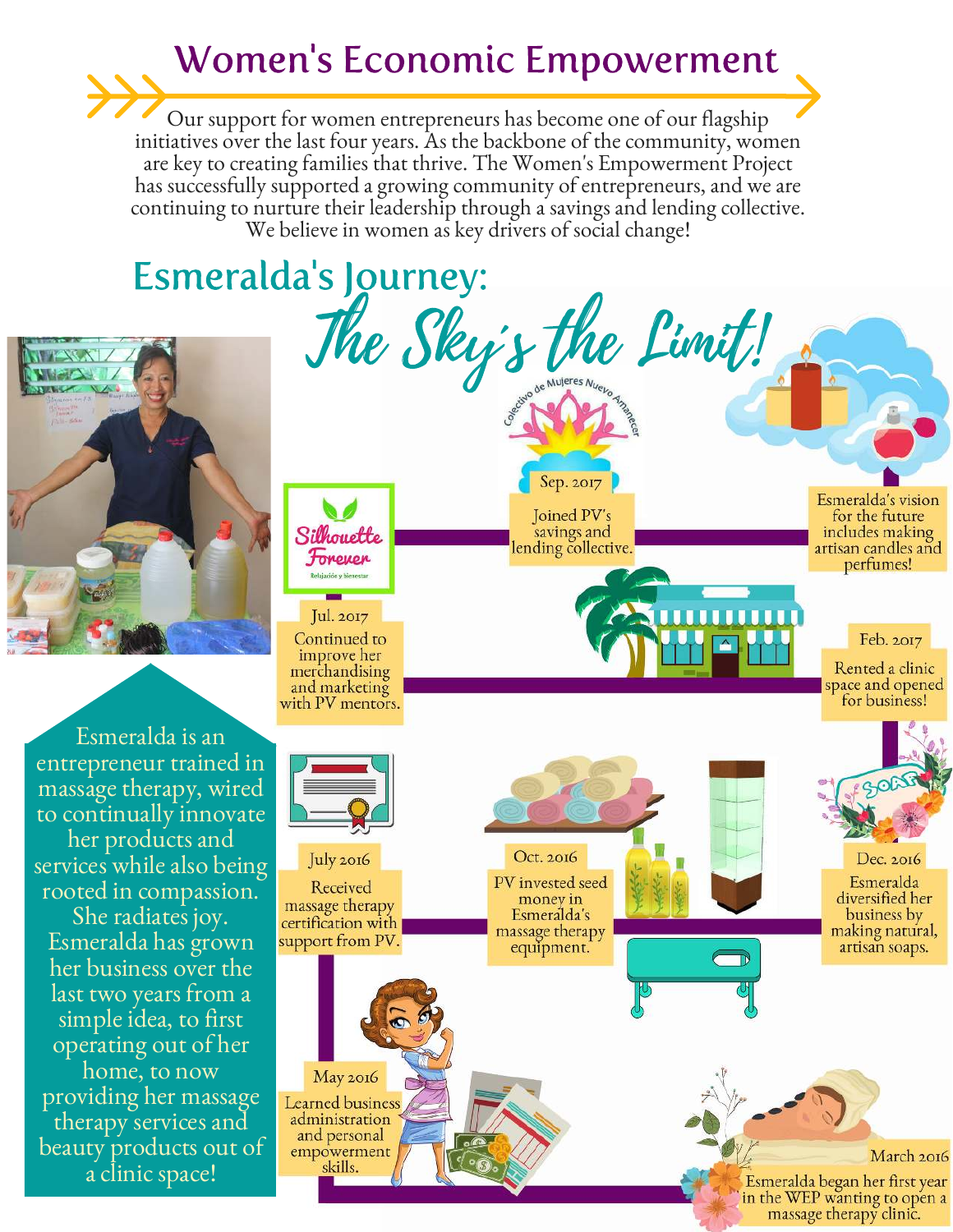# Women's Economic Empowerment

Our support for women entrepreneurs has become one of our flagship initiatives over the last four years. As the backbone of the community, women are key to creating families that thrive. The Women's Empowerment Project has successfully supported a growing community of entrepreneurs, and we are continuing to nurture their leadership through a savings and lending collective. We believe in women as key drivers of social change!

## Esmeralda's Journey:

## *The Sky's the Limit!*

Esmeralda is an entrepreneur trained in massage therapy, wired to continually innovate her products and services while also being rooted in compassion. She radiates joy. Esmeralda has grown her business over the last two years from a simple idea, to first operating out of her home, to now providing her massage therapy services and beauty products out of a clinic space!

**March 2016**
Esmeralda began her first year in the WEP wanting to open a massage therapy clinic.

**May 2016**
Learned business administration and personal empowerment skills.

**July 2016**
Received massage therapy certification with support from PV.

**Oct. 2016**
PV invested seed money in Esmeralda's massage therapy equipment.

**Dec. 2016**
Esmeralda diversified her business by making natural, artisan soaps.

**Feb. 2017**
Rented a clinic space and opened for business!

**Jul. 2017**
Continued to improve her merchandising and marketing with PV mentors.

**Sep. 2017**
Joined PV's savings and lending collective.

Esmeralda's vision for the future includes making artisan candles and perfumes!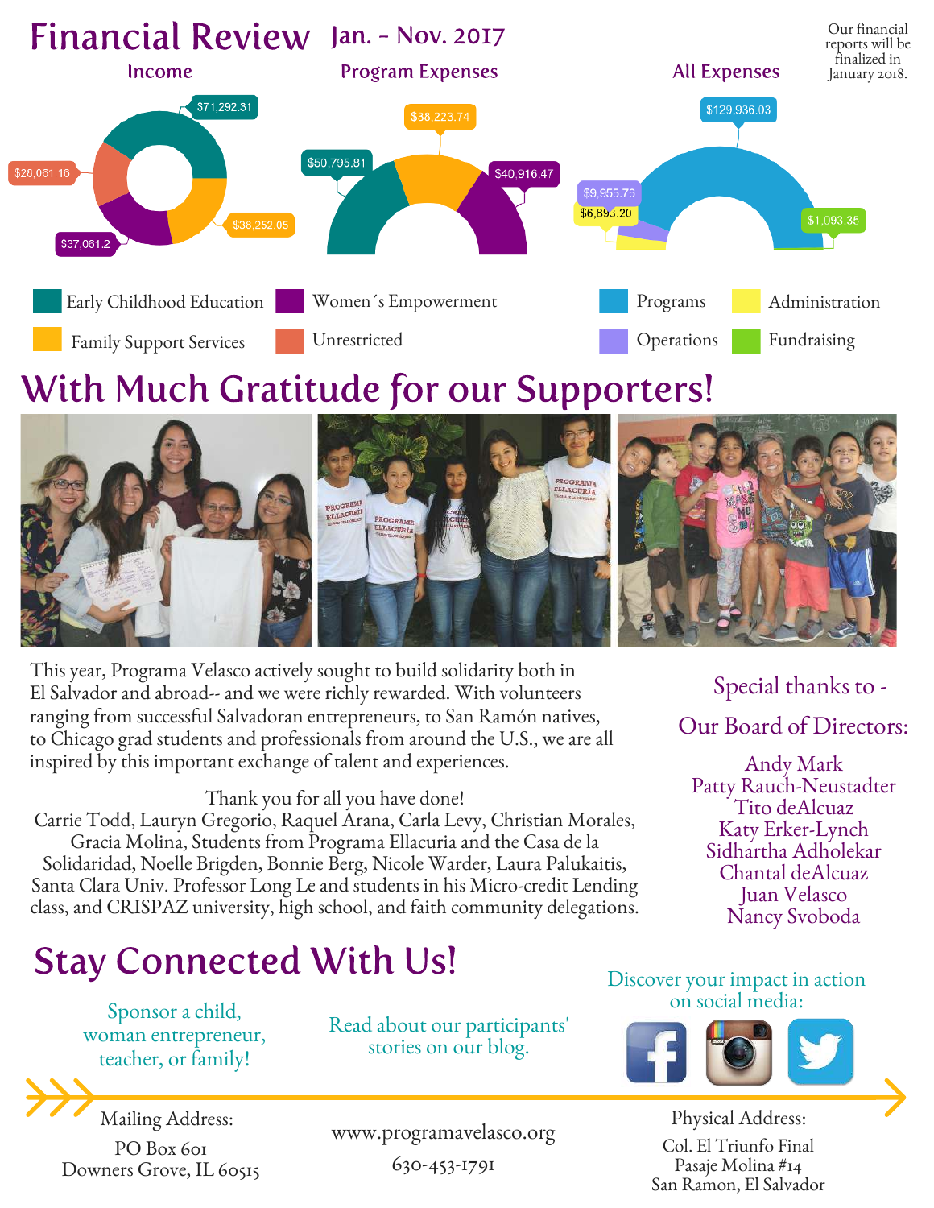# Financial Review Jan. - Nov. 2017

Our financial reports will be finalized in January 2018.

### Income

$71,292.31

$28,061.16

$38,252.05

$37,061.2

### Program Expenses

$38,223.74

$50,795.81

$40,916.47

### All Expenses

$129,936.03

$9,955.76

$6,893.20

$1,093.35

Early Childhood Education

Women´s Empowerment

Family Support Services

Unrestricted

Programs

Administration

Operations

Fundraising

## With Much Gratitude for our Supporters!

This year, Programa Velasco actively sought to build solidarity both in El Salvador and abroad-- and we were richly rewarded. With volunteers ranging from successful Salvadoran entrepreneurs, to San Ramón natives, to Chicago grad students and professionals from around the U.S., we are all inspired by this important exchange of talent and experiences.

Thank you for all you have done!
Carrie Todd, Lauryn Gregorio, Raquel Arana, Carla Levy, Christian Morales, Gracia Molina, Students from Programa Ellacuria and the Casa de la Solidaridad, Noelle Brigden, Bonnie Berg, Nicole Warder, Laura Palukaitis, Santa Clara Univ. Professor Long Le and students in his Micro-credit Lending class, and CRISPAZ university, high school, and faith community delegations.

Special thanks to -

Our Board of Directors:

Andy Mark
Patty Rauch-Neustadter
Tito deAlcuaz
Katy Erker-Lynch
Sidhartha Adholekar
Chantal deAlcuaz
Juan Velasco
Nancy Svoboda

## Stay Connected With Us!

Sponsor a child, woman entrepreneur, teacher, or family!

Read about our participants' stories on our blog.

Discover your impact in action on social media:

Mailing Address:
PO Box 601
Downers Grove, IL 60515

www.programavelasco.org

630-453-1791

Physical Address:
Col. El Triunfo Final
Pasaje Molina #14
San Ramon, El Salvador